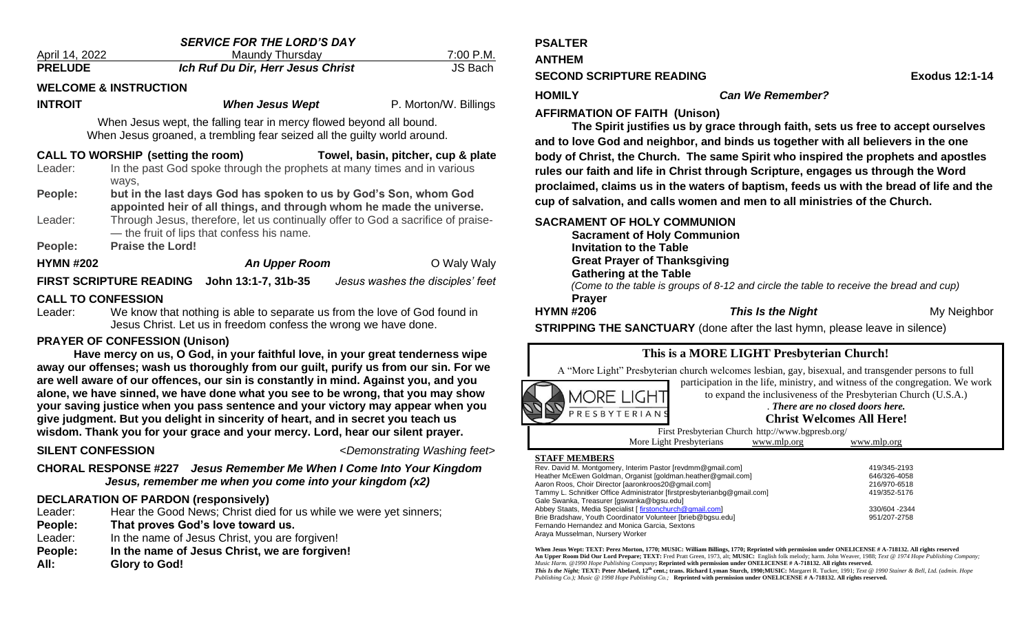## *SERVICE FOR THE LORD'S DAY*

April 14, 2022 — Maundy Thursday — 7:00 P.M.

**PRELUDE** — ***Ich Ruf Du Dir, Herr Jesus Christ*** — JS Bach

**WELCOME & INSTRUCTION**

**INTROIT** — ***When Jesus Wept*** — P. Morton/W. Billings

When Jesus wept, the falling tear in mercy flowed beyond all bound.
When Jesus groaned, a trembling fear seized all the guilty world around.

**CALL TO WORSHIP (setting the room)** — **Towel, basin, pitcher, cup & plate**

Leader: In the past God spoke through the prophets at many times and in various ways,

**People: but in the last days God has spoken to us by God's Son, whom God appointed heir of all things, and through whom he made the universe.**

Leader: Through Jesus, therefore, let us continually offer to God a sacrifice of praise-— the fruit of lips that confess his name.

**People: Praise the Lord!**

**HYMN #202** — ***An Upper Room*** — O Waly Waly

**FIRST SCRIPTURE READING John 13:1-7, 31b-35** — *Jesus washes the disciples' feet*

**CALL TO CONFESSION**

Leader: We know that nothing is able to separate us from the love of God found in Jesus Christ. Let us in freedom confess the wrong we have done.

**PRAYER OF CONFESSION (Unison)**

**Have mercy on us, O God, in your faithful love, in your great tenderness wipe away our offenses; wash us thoroughly from our guilt, purify us from our sin. For we are well aware of our offences, our sin is constantly in mind. Against you, and you alone, we have sinned, we have done what you see to be wrong, that you may show your saving justice when you pass sentence and your victory may appear when you give judgment. But you delight in sincerity of heart, and in secret you teach us wisdom. Thank you for your grace and your mercy. Lord, hear our silent prayer.**

**SILENT CONFESSION** — <Demonstrating Washing feet>

**CHORAL RESPONSE #227** ***Jesus Remember Me When I Come Into Your Kingdom***
***Jesus, remember me when you come into your kingdom (x2)***

**DECLARATION OF PARDON (responsively)**

Leader: Hear the Good News; Christ died for us while we were yet sinners;
**People: That proves God's love toward us.**
Leader: In the name of Jesus Christ, you are forgiven!
**People: In the name of Jesus Christ, we are forgiven!**
**All: Glory to God!**

**PSALTER**

**ANTHEM**

**SECOND SCRIPTURE READING** — **Exodus 12:1-14**

**HOMILY** — ***Can We Remember?***

**AFFIRMATION OF FAITH (Unison)**

**The Spirit justifies us by grace through faith, sets us free to accept ourselves and to love God and neighbor, and binds us together with all believers in the one body of Christ, the Church. The same Spirit who inspired the prophets and apostles rules our faith and life in Christ through Scripture, engages us through the Word proclaimed, claims us in the waters of baptism, feeds us with the bread of life and the cup of salvation, and calls women and men to all ministries of the Church.**

**SACRAMENT OF HOLY COMMUNION**

**Sacrament of Holy Communion**
**Invitation to the Table**
**Great Prayer of Thanksgiving**
**Gathering at the Table**
*(Come to the table is groups of 8-12 and circle the table to receive the bread and cup)*
**Prayer**

**HYMN #206** — ***This Is the Night*** — My Neighbor

**STRIPPING THE SANCTUARY** (done after the last hymn, please leave in silence)

### This is a MORE LIGHT Presbyterian Church!

A "More Light" Presbyterian church welcomes lesbian, gay, bisexual, and transgender persons to full participation in the life, ministry, and witness of the congregation. We work to expand the inclusiveness of the Presbyterian Church (U.S.A.)

MORE LIGHT PRESBYTERIANS

. ***There are no closed doors here.***

**Christ Welcomes All Here!**

First Presbyterian Church http://www.bgpresb.org/
More Light Presbyterians www.mlp.org www.mlp.org

**STAFF MEMBERS**

| | |
|---|---|
| Rev. David M. Montgomery, Interim Pastor [revdmm@gmail.com] | 419/345-2193 |
| Heather McEwen Goldman, Organist [goldman.heather@gmail.com] | 646/326-4058 |
| Aaron Roos, Choir Director [aaronkroos20@gmail.com] | 216/970-6518 |
| Tammy L. Schnitker Office Administrator [firstpresbyterianbg@gmail.com] | 419/352-5176 |
| Gale Swanka, Treasurer [gswanka@bgsu.edu] | |
| Abbey Staats, Media Specialist [ firstonchurch@gmail.com] | 330/604 -2344 |
| Brie Bradshaw, Youth Coordinator Volunteer [brieb@bgsu.edu] | 951/207-2758 |
| Fernando Hernandez and Monica Garcia, Sextons | |
| Araya Musselman, Nursery Worker | |

**When Jesus Wept: TEXT: Perez Morton, 1770; MUSIC: William Billings, 1770; Reprinted with permission under ONELICENSE # A-718132. All rights reserved**
**An Upper Room Did Our Lord Prepare; TEXT:** Fred Pratt Green, 1973, alt; **MUSIC:** English folk melody; harm. John Weaver, 1988; *Text @ 1974 Hope Publishing Company; Music Harm. @1990 Hope Publishing Company*; **Reprinted with permission under ONELICENSE # A-718132. All rights reserved.**
***This Is the Night*; TEXT: Peter Abelard, 12th cent.; trans. Richard Lyman Sturch, 1990;MUSIC:** Margaret R. Tucker, 1991; *Text @ 1990 Stainer & Bell, Ltd. (admin. Hope Publishing Co.); Music @ 1998 Hope Publishing Co.;* **Reprinted with permission under ONELICENSE # A-718132. All rights reserved.**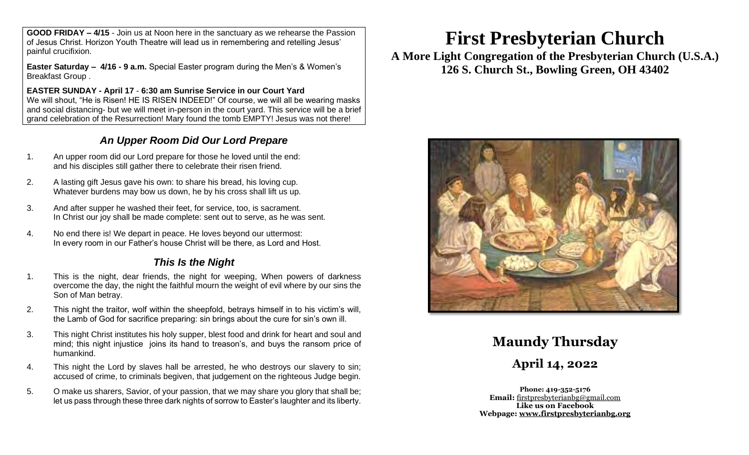**GOOD FRIDAY – 4/15** - Join us at Noon here in the sanctuary as we rehearse the Passion of Jesus Christ. Horizon Youth Theatre will lead us in remembering and retelling Jesus' painful crucifixion.

**Easter Saturday – 4/16 - 9 a.m.** Special Easter program during the Men's & Women's Breakfast Group .

**EASTER SUNDAY - April 17** - **6:30 am Sunrise Service in our Court Yard**
We will shout, "He is Risen! HE IS RISEN INDEED!" Of course, we will all be wearing masks and social distancing- but we will meet in-person in the court yard. This service will be a brief grand celebration of the Resurrection! Mary found the tomb EMPTY! Jesus was not there!

### *An Upper Room Did Our Lord Prepare*

1. An upper room did our Lord prepare for those he loved until the end: and his disciples still gather there to celebrate their risen friend.
2. A lasting gift Jesus gave his own: to share his bread, his loving cup. Whatever burdens may bow us down, he by his cross shall lift us up.
3. And after supper he washed their feet, for service, too, is sacrament. In Christ our joy shall be made complete: sent out to serve, as he was sent.
4. No end there is! We depart in peace. He loves beyond our uttermost: In every room in our Father's house Christ will be there, as Lord and Host.

### *This Is the Night*

1. This is the night, dear friends, the night for weeping, When powers of darkness overcome the day, the night the faithful mourn the weight of evil where by our sins the Son of Man betray.
2. This night the traitor, wolf within the sheepfold, betrays himself in to his victim's will, the Lamb of God for sacrifice preparing: sin brings about the cure for sin's own ill.
3. This night Christ institutes his holy supper, blest food and drink for heart and soul and mind; this night injustice joins its hand to treason's, and buys the ransom price of humankind.
4. This night the Lord by slaves hall be arrested, he who destroys our slavery to sin; accused of crime, to criminals begiven, that judgement on the righteous Judge begin.
5. O make us sharers, Savior, of your passion, that we may share you glory that shall be; let us pass through these three dark nights of sorrow to Easter's laughter and its liberty.

# First Presbyterian Church

**A More Light Congregation of the Presbyterian Church (U.S.A.)**
**126 S. Church St., Bowling Green, OH 43402**

## Maundy Thursday

## April 14, 2022

**Phone:** 419-352-5176
**Email:** firstpresbyterianbg@gmail.com
**Like us on Facebook**
**Webpage: www.firstpresbyterianbg.org**